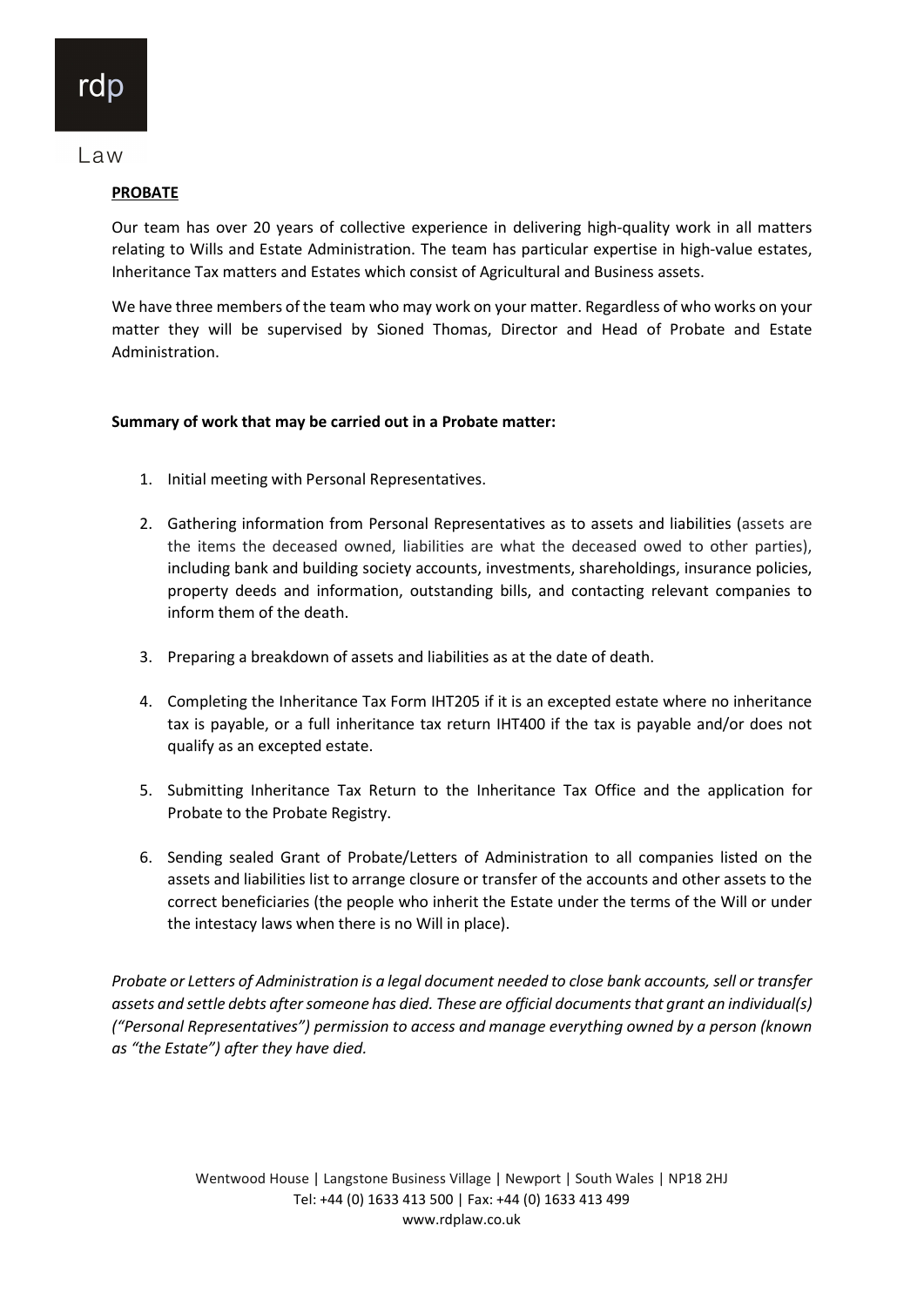rdp

Law

**PROBATE**

Our team has over 20 years of collective experience in delivering high-quality work in all matters relating to Wills and Estate Administration. The team has particular expertise in high-value estates, Inheritance Tax matters and Estates which consist of Agricultural and Business assets.

We have three members of the team who may work on your matter. Regardless of who works on your matter they will be supervised by Sioned Thomas, Director and Head of Probate and Estate Administration.

**Summary of work that may be carried out in a Probate matter:**

1. Initial meeting with Personal Representatives.
2. Gathering information from Personal Representatives as to assets and liabilities (assets are the items the deceased owned, liabilities are what the deceased owed to other parties), including bank and building society accounts, investments, shareholdings, insurance policies, property deeds and information, outstanding bills, and contacting relevant companies to inform them of the death.
3. Preparing a breakdown of assets and liabilities as at the date of death.
4. Completing the Inheritance Tax Form IHT205 if it is an excepted estate where no inheritance tax is payable, or a full inheritance tax return IHT400 if the tax is payable and/or does not qualify as an excepted estate.
5. Submitting Inheritance Tax Return to the Inheritance Tax Office and the application for Probate to the Probate Registry.
6. Sending sealed Grant of Probate/Letters of Administration to all companies listed on the assets and liabilities list to arrange closure or transfer of the accounts and other assets to the correct beneficiaries (the people who inherit the Estate under the terms of the Will or under the intestacy laws when there is no Will in place).

*Probate or Letters of Administration is a legal document needed to close bank accounts, sell or transfer assets and settle debts after someone has died. These are official documents that grant an individual(s) ("Personal Representatives") permission to access and manage everything owned by a person (known as "the Estate") after they have died.*

Wentwood House | Langstone Business Village | Newport | South Wales | NP18 2HJ
Tel: +44 (0) 1633 413 500 | Fax: +44 (0) 1633 413 499
www.rdplaw.co.uk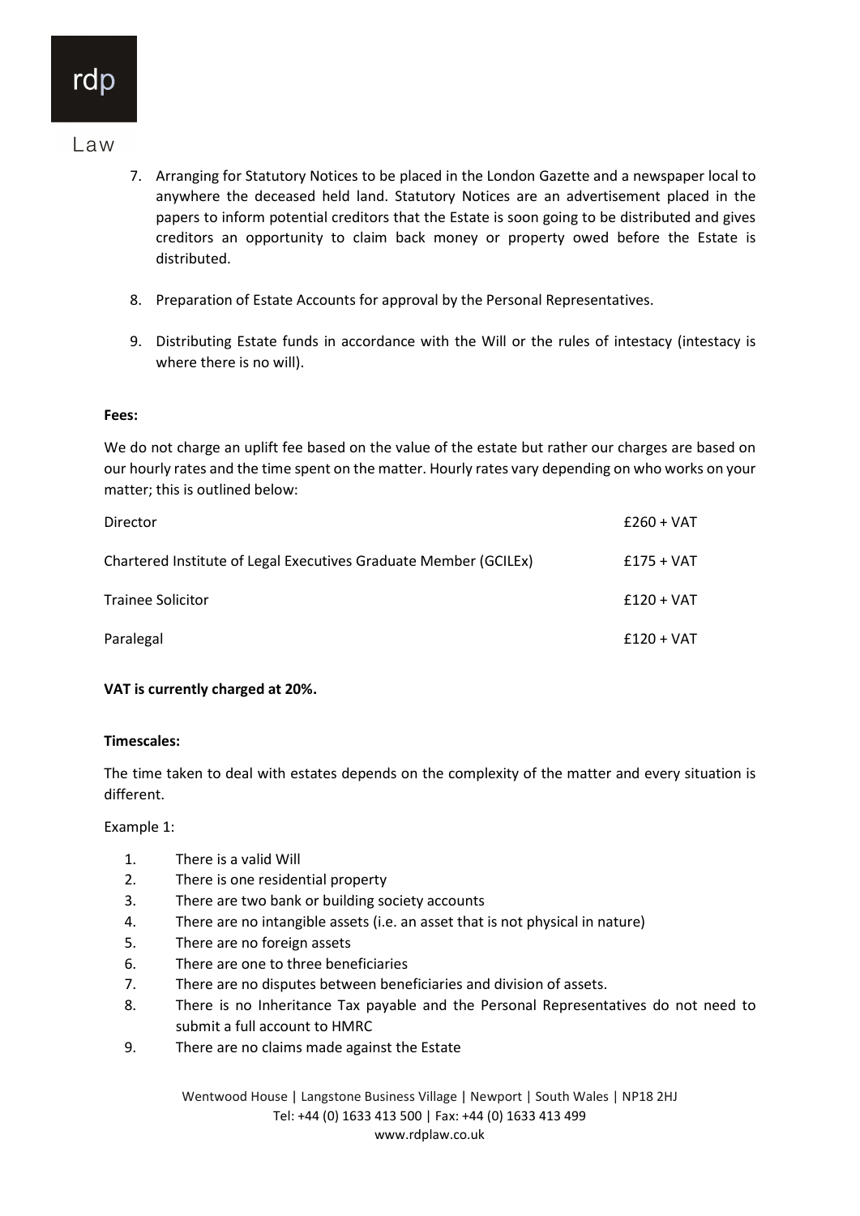7. Arranging for Statutory Notices to be placed in the London Gazette and a newspaper local to anywhere the deceased held land. Statutory Notices are an advertisement placed in the papers to inform potential creditors that the Estate is soon going to be distributed and gives creditors an opportunity to claim back money or property owed before the Estate is distributed.

8. Preparation of Estate Accounts for approval by the Personal Representatives.

9. Distributing Estate funds in accordance with the Will or the rules of intestacy (intestacy is where there is no will).

**Fees:**

We do not charge an uplift fee based on the value of the estate but rather our charges are based on our hourly rates and the time spent on the matter. Hourly rates vary depending on who works on your matter; this is outlined below:

| | |
|---|---|
| Director | £260 + VAT |
| Chartered Institute of Legal Executives Graduate Member (GCILEx) | £175 + VAT |
| Trainee Solicitor | £120 + VAT |
| Paralegal | £120 + VAT |

**VAT is currently charged at 20%.**

**Timescales:**

The time taken to deal with estates depends on the complexity of the matter and every situation is different.

Example 1:

1. There is a valid Will
2. There is one residential property
3. There are two bank or building society accounts
4. There are no intangible assets (i.e. an asset that is not physical in nature)
5. There are no foreign assets
6. There are one to three beneficiaries
7. There are no disputes between beneficiaries and division of assets.
8. There is no Inheritance Tax payable and the Personal Representatives do not need to submit a full account to HMRC
9. There are no claims made against the Estate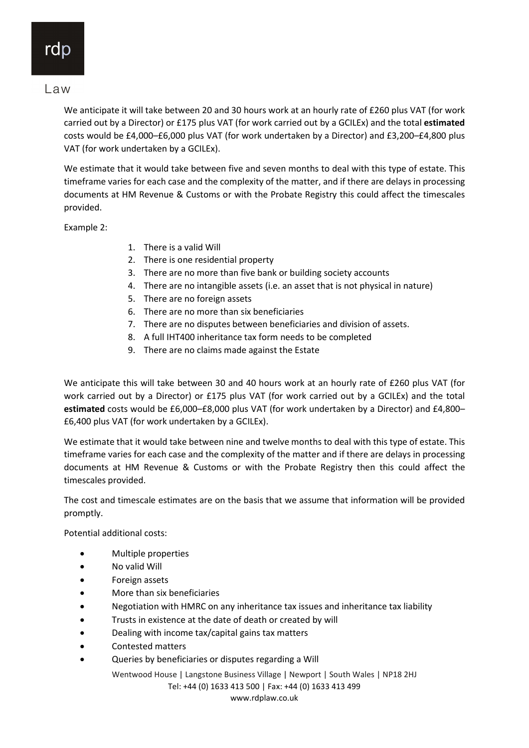We anticipate it will take between 20 and 30 hours work at an hourly rate of £260 plus VAT (for work carried out by a Director) or £175 plus VAT (for work carried out by a GCILEx) and the total **estimated** costs would be £4,000–£6,000 plus VAT (for work undertaken by a Director) and £3,200–£4,800 plus VAT (for work undertaken by a GCILEx).

We estimate that it would take between five and seven months to deal with this type of estate. This timeframe varies for each case and the complexity of the matter, and if there are delays in processing documents at HM Revenue & Customs or with the Probate Registry this could affect the timescales provided.

Example 2:

1. There is a valid Will
2. There is one residential property
3. There are no more than five bank or building society accounts
4. There are no intangible assets (i.e. an asset that is not physical in nature)
5. There are no foreign assets
6. There are no more than six beneficiaries
7. There are no disputes between beneficiaries and division of assets.
8. A full IHT400 inheritance tax form needs to be completed
9. There are no claims made against the Estate

We anticipate this will take between 30 and 40 hours work at an hourly rate of £260 plus VAT (for work carried out by a Director) or £175 plus VAT (for work carried out by a GCILEx) and the total **estimated** costs would be £6,000–£8,000 plus VAT (for work undertaken by a Director) and £4,800–£6,400 plus VAT (for work undertaken by a GCILEx).

We estimate that it would take between nine and twelve months to deal with this type of estate. This timeframe varies for each case and the complexity of the matter and if there are delays in processing documents at HM Revenue & Customs or with the Probate Registry then this could affect the timescales provided.

The cost and timescale estimates are on the basis that we assume that information will be provided promptly.

Potential additional costs:

- Multiple properties
- No valid Will
- Foreign assets
- More than six beneficiaries
- Negotiation with HMRC on any inheritance tax issues and inheritance tax liability
- Trusts in existence at the date of death or created by will
- Dealing with income tax/capital gains tax matters
- Contested matters
- Queries by beneficiaries or disputes regarding a Will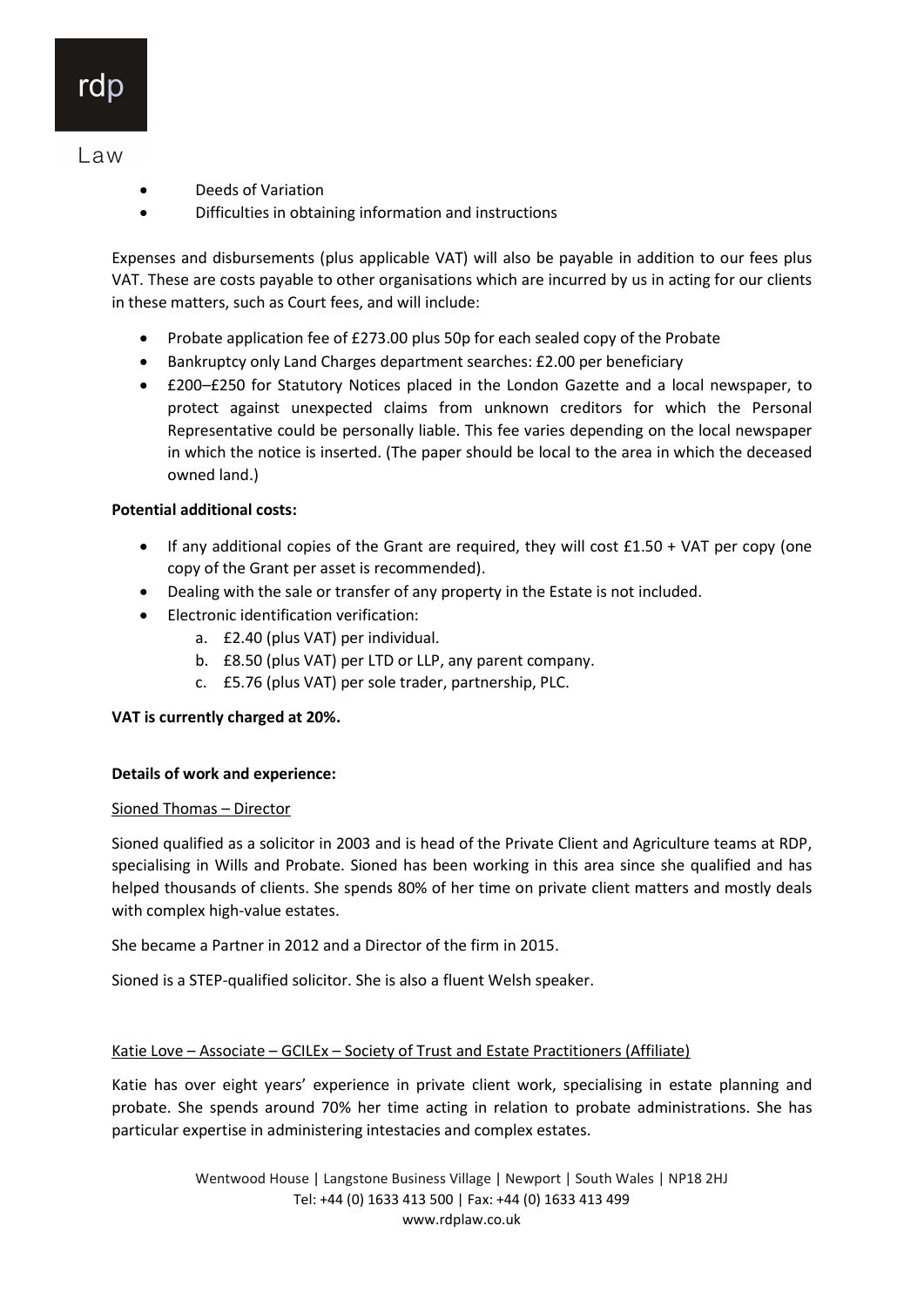- Deeds of Variation
- Difficulties in obtaining information and instructions

Expenses and disbursements (plus applicable VAT) will also be payable in addition to our fees plus VAT. These are costs payable to other organisations which are incurred by us in acting for our clients in these matters, such as Court fees, and will include:

- Probate application fee of £273.00 plus 50p for each sealed copy of the Probate
- Bankruptcy only Land Charges department searches: £2.00 per beneficiary
- £200–£250 for Statutory Notices placed in the London Gazette and a local newspaper, to protect against unexpected claims from unknown creditors for which the Personal Representative could be personally liable. This fee varies depending on the local newspaper in which the notice is inserted. (The paper should be local to the area in which the deceased owned land.)

**Potential additional costs:**

- If any additional copies of the Grant are required, they will cost £1.50 + VAT per copy (one copy of the Grant per asset is recommended).
- Dealing with the sale or transfer of any property in the Estate is not included.
- Electronic identification verification:
  a. £2.40 (plus VAT) per individual.
  b. £8.50 (plus VAT) per LTD or LLP, any parent company.
  c. £5.76 (plus VAT) per sole trader, partnership, PLC.

**VAT is currently charged at 20%.**

**Details of work and experience:**

Sioned Thomas – Director

Sioned qualified as a solicitor in 2003 and is head of the Private Client and Agriculture teams at RDP, specialising in Wills and Probate. Sioned has been working in this area since she qualified and has helped thousands of clients. She spends 80% of her time on private client matters and mostly deals with complex high-value estates.

She became a Partner in 2012 and a Director of the firm in 2015.

Sioned is a STEP-qualified solicitor. She is also a fluent Welsh speaker.

Katie Love – Associate – GCILEx – Society of Trust and Estate Practitioners (Affiliate)

Katie has over eight years' experience in private client work, specialising in estate planning and probate. She spends around 70% her time acting in relation to probate administrations. She has particular expertise in administering intestacies and complex estates.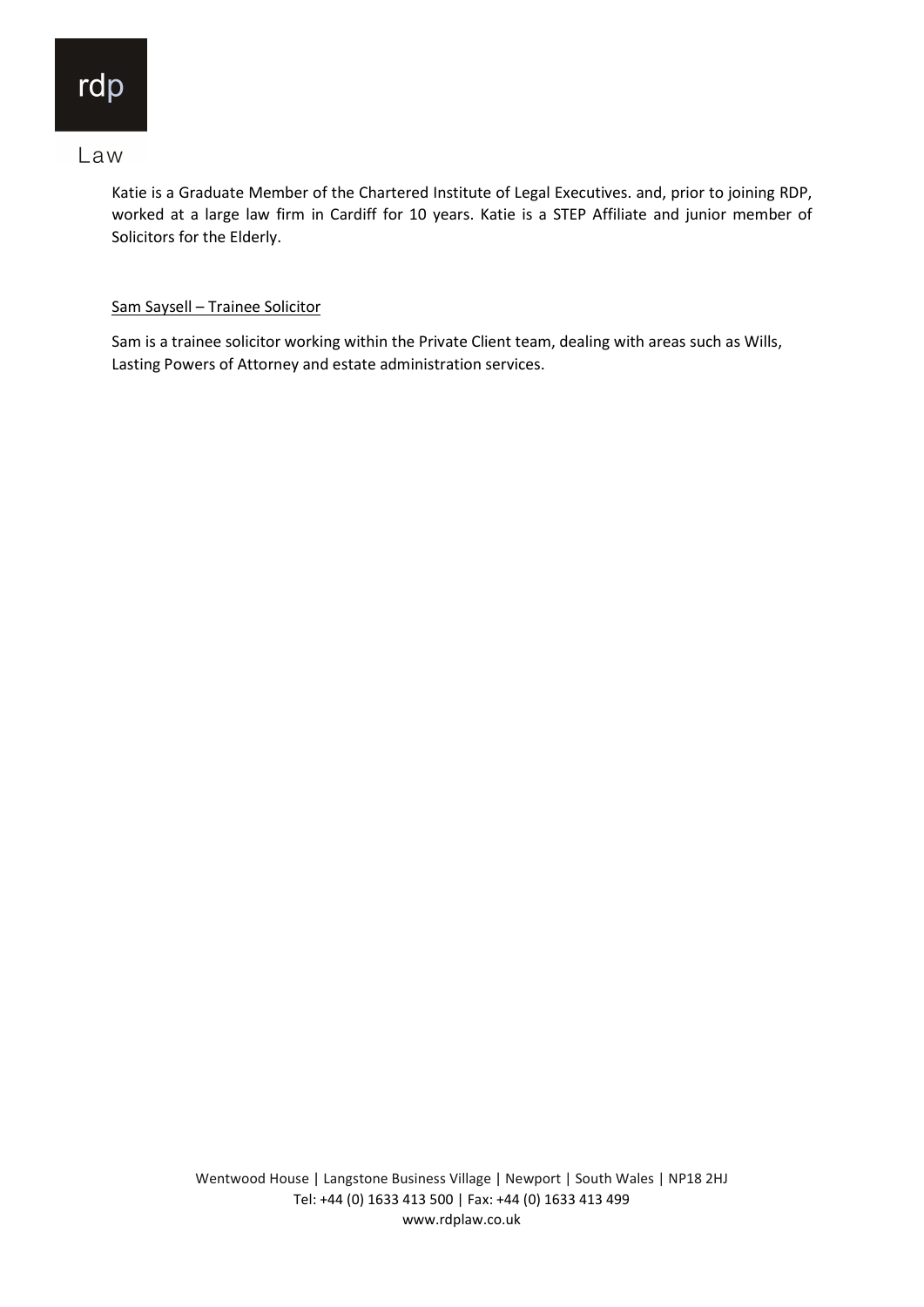Katie is a Graduate Member of the Chartered Institute of Legal Executives. and, prior to joining RDP, worked at a large law firm in Cardiff for 10 years. Katie is a STEP Affiliate and junior member of Solicitors for the Elderly.

Sam Saysell – Trainee Solicitor

Sam is a trainee solicitor working within the Private Client team, dealing with areas such as Wills, Lasting Powers of Attorney and estate administration services.